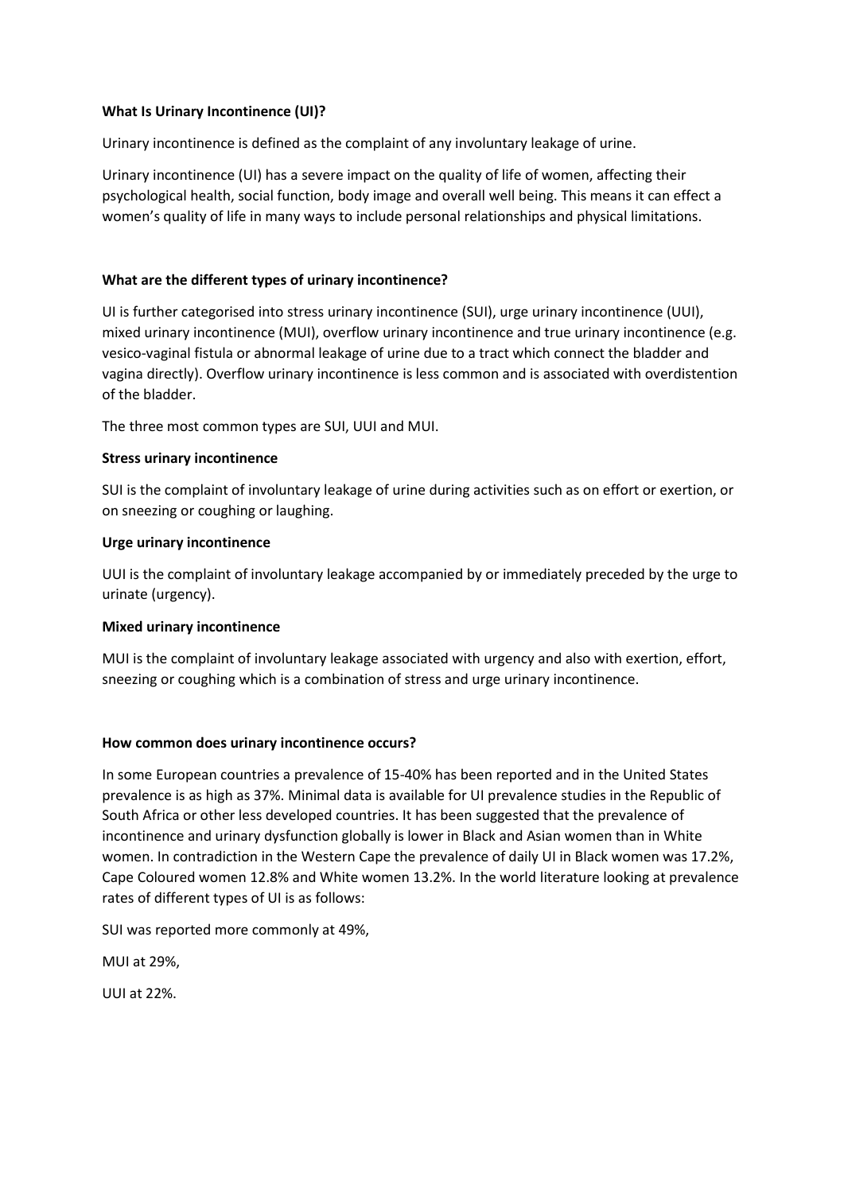**What Is Urinary Incontinence (UI)?**

Urinary incontinence is defined as the complaint of any involuntary leakage of urine.

Urinary incontinence (UI) has a severe impact on the quality of life of women, affecting their psychological health, social function, body image and overall well being. This means it can effect a women's quality of life in many ways to include personal relationships and physical limitations.

**What are the different types of urinary incontinence?**

UI is further categorised into stress urinary incontinence (SUI), urge urinary incontinence (UUI), mixed urinary incontinence (MUI), overflow urinary incontinence and true urinary incontinence (e.g. vesico-vaginal fistula or abnormal leakage of urine due to a tract which connect the bladder and vagina directly). Overflow urinary incontinence is less common and is associated with overdistention of the bladder.

The three most common types are SUI, UUI and MUI.

**Stress urinary incontinence**

SUI is the complaint of involuntary leakage of urine during activities such as on effort or exertion, or on sneezing or coughing or laughing.

**Urge urinary incontinence**

UUI is the complaint of involuntary leakage accompanied by or immediately preceded by the urge to urinate (urgency).

**Mixed urinary incontinence**

MUI is the complaint of involuntary leakage associated with urgency and also with exertion, effort, sneezing or coughing which is a combination of stress and urge urinary incontinence.

**How common does urinary incontinence occurs?**

In some European countries a prevalence of 15-40% has been reported and in the United States prevalence is as high as 37%. Minimal data is available for UI prevalence studies in the Republic of South Africa or other less developed countries. It has been suggested that the prevalence of incontinence and urinary dysfunction globally is lower in Black and Asian women than in White women. In contradiction in the Western Cape the prevalence of daily UI in Black women was 17.2%, Cape Coloured women 12.8% and White women 13.2%. In the world literature looking at prevalence rates of different types of UI is as follows:

SUI was reported more commonly at 49%,

MUI at 29%,

UUI at 22%.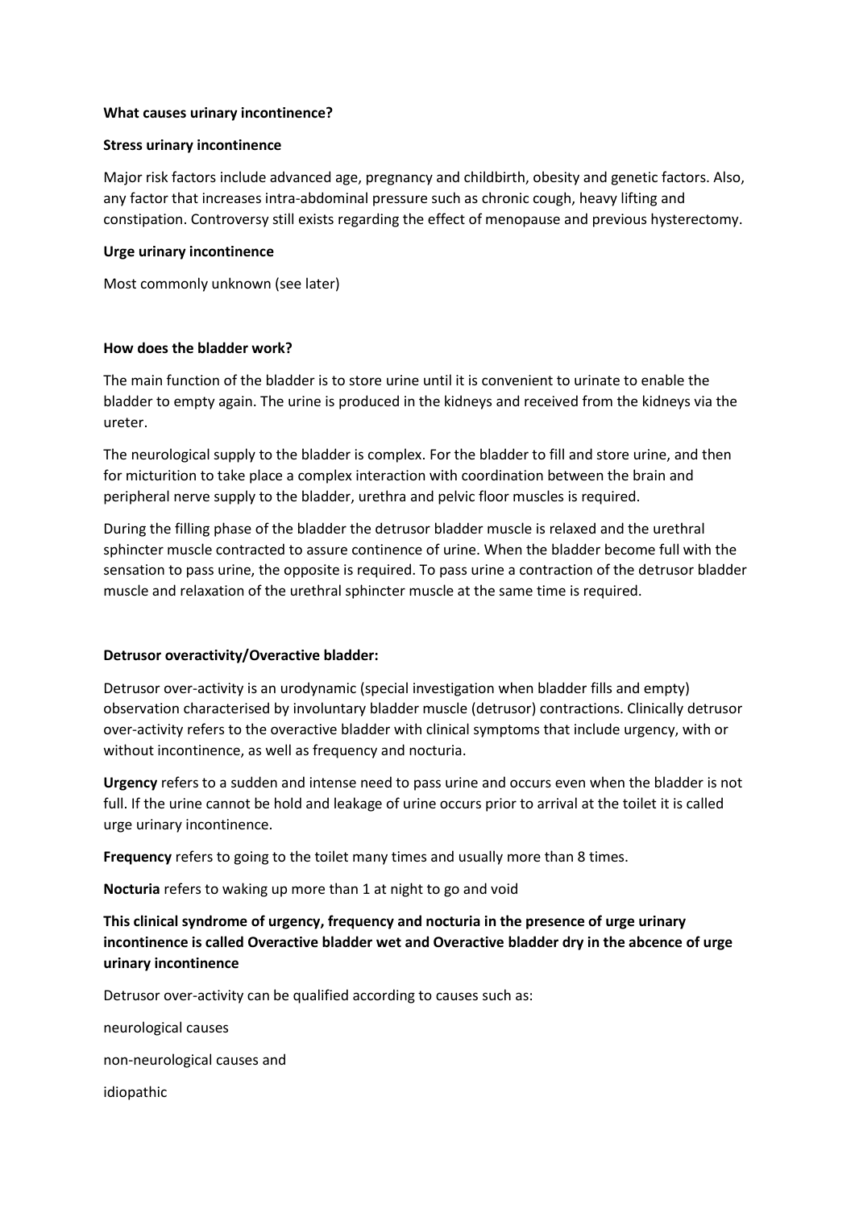**What causes urinary incontinence?**

**Stress urinary incontinence**

Major risk factors include advanced age, pregnancy and childbirth, obesity and genetic factors. Also, any factor that increases intra-abdominal pressure such as chronic cough, heavy lifting and constipation. Controversy still exists regarding the effect of menopause and previous hysterectomy.

**Urge urinary incontinence**

Most commonly unknown (see later)

**How does the bladder work?**

The main function of the bladder is to store urine until it is convenient to urinate to enable the bladder to empty again. The urine is produced in the kidneys and received from the kidneys via the ureter.

The neurological supply to the bladder is complex. For the bladder to fill and store urine, and then for micturition to take place a complex interaction with coordination between the brain and peripheral nerve supply to the bladder, urethra and pelvic floor muscles is required.

During the filling phase of the bladder the detrusor bladder muscle is relaxed and the urethral sphincter muscle contracted to assure continence of urine. When the bladder become full with the sensation to pass urine, the opposite is required. To pass urine a contraction of the detrusor bladder muscle and relaxation of the urethral sphincter muscle at the same time is required.

**Detrusor overactivity/Overactive bladder:**

Detrusor over-activity is an urodynamic (special investigation when bladder fills and empty) observation characterised by involuntary bladder muscle (detrusor) contractions. Clinically detrusor over-activity refers to the overactive bladder with clinical symptoms that include urgency, with or without incontinence, as well as frequency and nocturia.

**Urgency** refers to a sudden and intense need to pass urine and occurs even when the bladder is not full. If the urine cannot be hold and leakage of urine occurs prior to arrival at the toilet it is called urge urinary incontinence.

**Frequency** refers to going to the toilet many times and usually more than 8 times.

**Nocturia** refers to waking up more than 1 at night to go and void

**This clinical syndrome of urgency, frequency and nocturia in the presence of urge urinary incontinence is called Overactive bladder wet and Overactive bladder dry in the abcence of urge urinary incontinence**

Detrusor over-activity can be qualified according to causes such as:

neurological causes

non-neurological causes and

idiopathic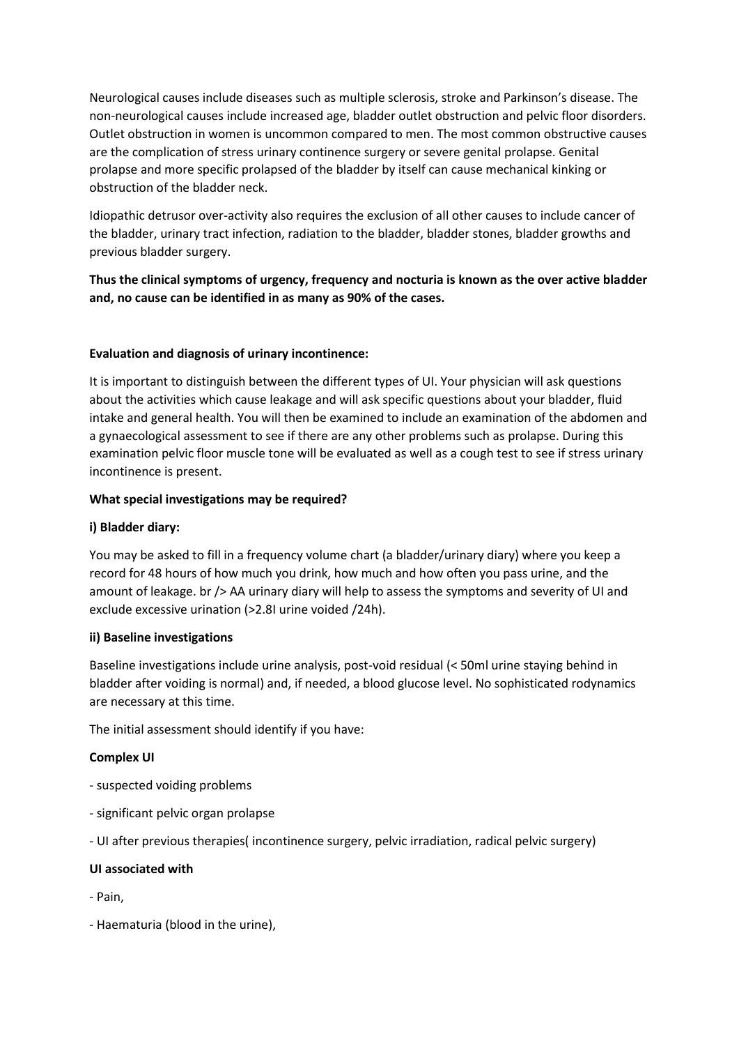Neurological causes include diseases such as multiple sclerosis, stroke and Parkinson's disease. The non-neurological causes include increased age, bladder outlet obstruction and pelvic floor disorders. Outlet obstruction in women is uncommon compared to men. The most common obstructive causes are the complication of stress urinary continence surgery or severe genital prolapse. Genital prolapse and more specific prolapsed of the bladder by itself can cause mechanical kinking or obstruction of the bladder neck.

Idiopathic detrusor over-activity also requires the exclusion of all other causes to include cancer of the bladder, urinary tract infection, radiation to the bladder, bladder stones, bladder growths and previous bladder surgery.

**Thus the clinical symptoms of urgency, frequency and nocturia is known as the over active bladder and, no cause can be identified in as many as 90% of the cases.**

**Evaluation and diagnosis of urinary incontinence:**

It is important to distinguish between the different types of UI. Your physician will ask questions about the activities which cause leakage and will ask specific questions about your bladder, fluid intake and general health. You will then be examined to include an examination of the abdomen and a gynaecological assessment to see if there are any other problems such as prolapse. During this examination pelvic floor muscle tone will be evaluated as well as a cough test to see if stress urinary incontinence is present.

**What special investigations may be required?**

**i) Bladder diary:**

You may be asked to fill in a frequency volume chart (a bladder/urinary diary) where you keep a record for 48 hours of how much you drink, how much and how often you pass urine, and the amount of leakage. br /> AA urinary diary will help to assess the symptoms and severity of UI and exclude excessive urination (>2.8l urine voided /24h).

**ii) Baseline investigations**

Baseline investigations include urine analysis, post-void residual (< 50ml urine staying behind in bladder after voiding is normal) and, if needed, a blood glucose level. No sophisticated rodynamics are necessary at this time.

The initial assessment should identify if you have:

**Complex UI**

- suspected voiding problems
- significant pelvic organ prolapse
- UI after previous therapies( incontinence surgery, pelvic irradiation, radical pelvic surgery)

**UI associated with**

- Pain,
- Haematuria (blood in the urine),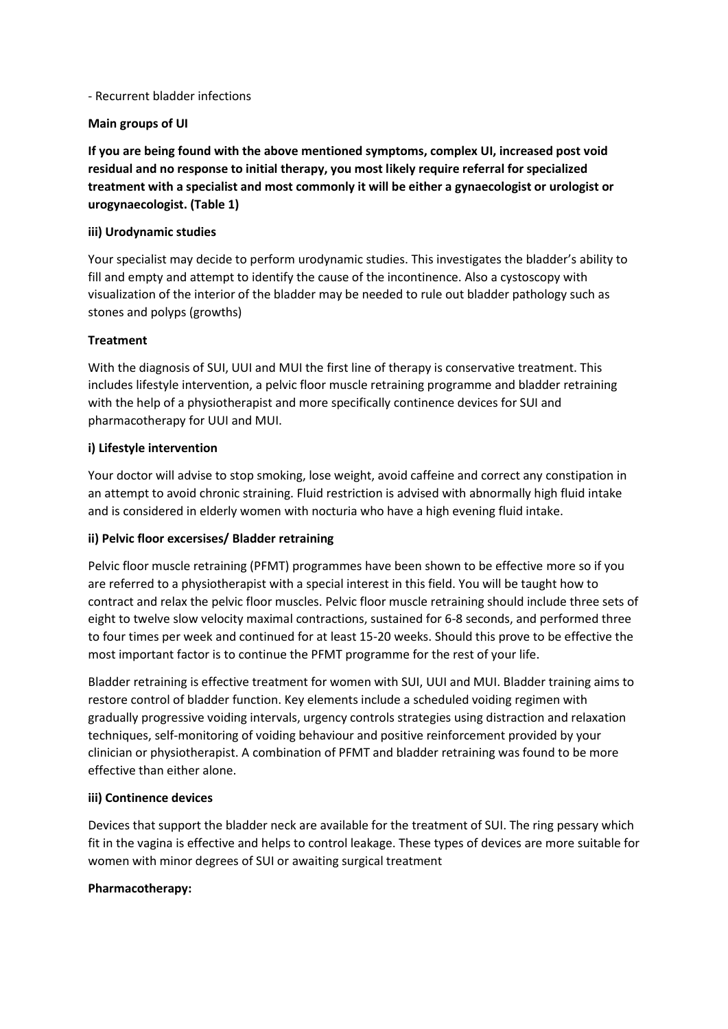- Recurrent bladder infections

**Main groups of UI**

**If you are being found with the above mentioned symptoms, complex UI, increased post void residual and no response to initial therapy, you most likely require referral for specialized treatment with a specialist and most commonly it will be either a gynaecologist or urologist or urogynaecologist. (Table 1)**

**iii) Urodynamic studies**

Your specialist may decide to perform urodynamic studies. This investigates the bladder's ability to fill and empty and attempt to identify the cause of the incontinence. Also a cystoscopy with visualization of the interior of the bladder may be needed to rule out bladder pathology such as stones and polyps (growths)

**Treatment**

With the diagnosis of SUI, UUI and MUI the first line of therapy is conservative treatment. This includes lifestyle intervention, a pelvic floor muscle retraining programme and bladder retraining with the help of a physiotherapist and more specifically continence devices for SUI and pharmacotherapy for UUI and MUI.

**i) Lifestyle intervention**

Your doctor will advise to stop smoking, lose weight, avoid caffeine and correct any constipation in an attempt to avoid chronic straining. Fluid restriction is advised with abnormally high fluid intake and is considered in elderly women with nocturia who have a high evening fluid intake.

**ii) Pelvic floor excersises/ Bladder retraining**

Pelvic floor muscle retraining (PFMT) programmes have been shown to be effective more so if you are referred to a physiotherapist with a special interest in this field. You will be taught how to contract and relax the pelvic floor muscles. Pelvic floor muscle retraining should include three sets of eight to twelve slow velocity maximal contractions, sustained for 6-8 seconds, and performed three to four times per week and continued for at least 15-20 weeks. Should this prove to be effective the most important factor is to continue the PFMT programme for the rest of your life.

Bladder retraining is effective treatment for women with SUI, UUI and MUI. Bladder training aims to restore control of bladder function. Key elements include a scheduled voiding regimen with gradually progressive voiding intervals, urgency controls strategies using distraction and relaxation techniques, self-monitoring of voiding behaviour and positive reinforcement provided by your clinician or physiotherapist. A combination of PFMT and bladder retraining was found to be more effective than either alone.

**iii) Continence devices**

Devices that support the bladder neck are available for the treatment of SUI. The ring pessary which fit in the vagina is effective and helps to control leakage. These types of devices are more suitable for women with minor degrees of SUI or awaiting surgical treatment

**Pharmacotherapy:**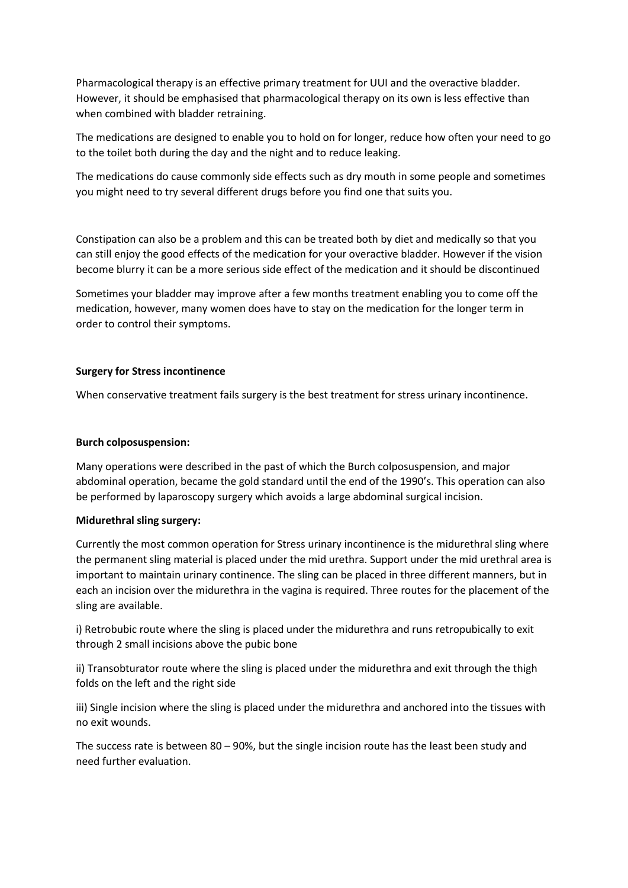Pharmacological therapy is an effective primary treatment for UUI and the overactive bladder. However, it should be emphasised that pharmacological therapy on its own is less effective than when combined with bladder retraining.

The medications are designed to enable you to hold on for longer, reduce how often your need to go to the toilet both during the day and the night and to reduce leaking.

The medications do cause commonly side effects such as dry mouth in some people and sometimes you might need to try several different drugs before you find one that suits you.

Constipation can also be a problem and this can be treated both by diet and medically so that you can still enjoy the good effects of the medication for your overactive bladder. However if the vision become blurry it can be a more serious side effect of the medication and it should be discontinued

Sometimes your bladder may improve after a few months treatment enabling you to come off the medication, however, many women does have to stay on the medication for the longer term in order to control their symptoms.

**Surgery for Stress incontinence**

When conservative treatment fails surgery is the best treatment for stress urinary incontinence.

**Burch colposuspension:**

Many operations were described in the past of which the Burch colposuspension, and major abdominal operation, became the gold standard until the end of the 1990's. This operation can also be performed by laparoscopy surgery which avoids a large abdominal surgical incision.

**Midurethral sling surgery:**

Currently the most common operation for Stress urinary incontinence is the midurethral sling where the permanent sling material is placed under the mid urethra. Support under the mid urethral area is important to maintain urinary continence. The sling can be placed in three different manners, but in each an incision over the midurethra in the vagina is required. Three routes for the placement of the sling are available.

i) Retrobubic route where the sling is placed under the midurethra and runs retropubically to exit through 2 small incisions above the pubic bone

ii) Transobturator route where the sling is placed under the midurethra and exit through the thigh folds on the left and the right side

iii) Single incision where the sling is placed under the midurethra and anchored into the tissues with no exit wounds.

The success rate is between 80 – 90%, but the single incision route has the least been study and need further evaluation.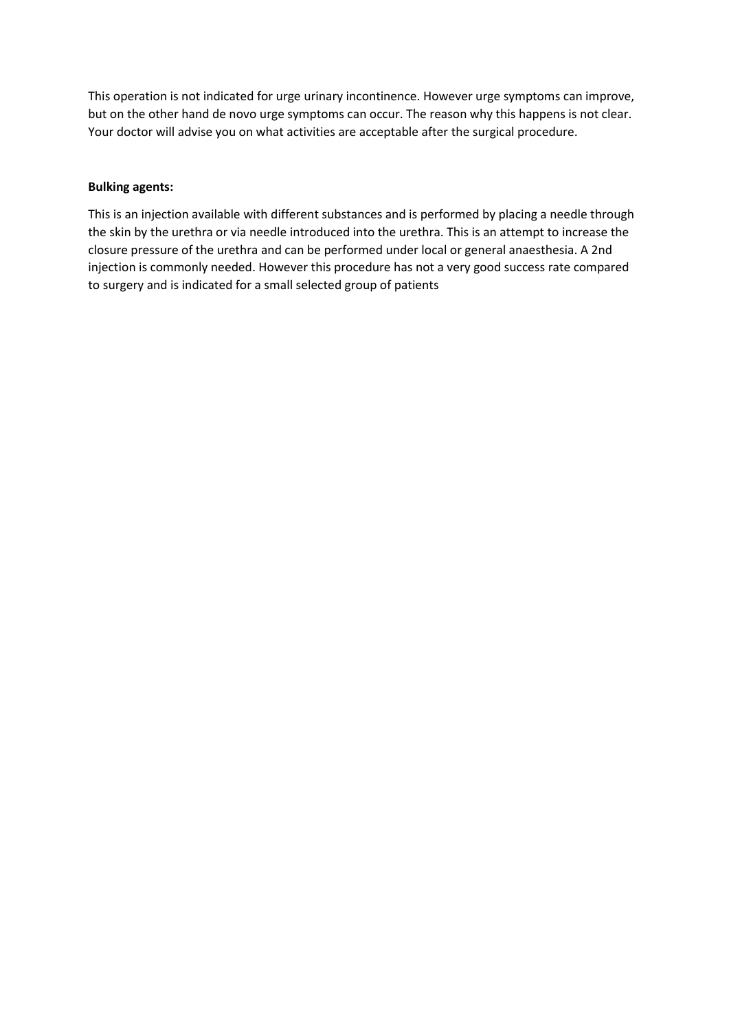This operation is not indicated for urge urinary incontinence. However urge symptoms can improve, but on the other hand de novo urge symptoms can occur. The reason why this happens is not clear. Your doctor will advise you on what activities are acceptable after the surgical procedure.

**Bulking agents:**

This is an injection available with different substances and is performed by placing a needle through the skin by the urethra or via needle introduced into the urethra. This is an attempt to increase the closure pressure of the urethra and can be performed under local or general anaesthesia. A 2nd injection is commonly needed. However this procedure has not a very good success rate compared to surgery and is indicated for a small selected group of patients